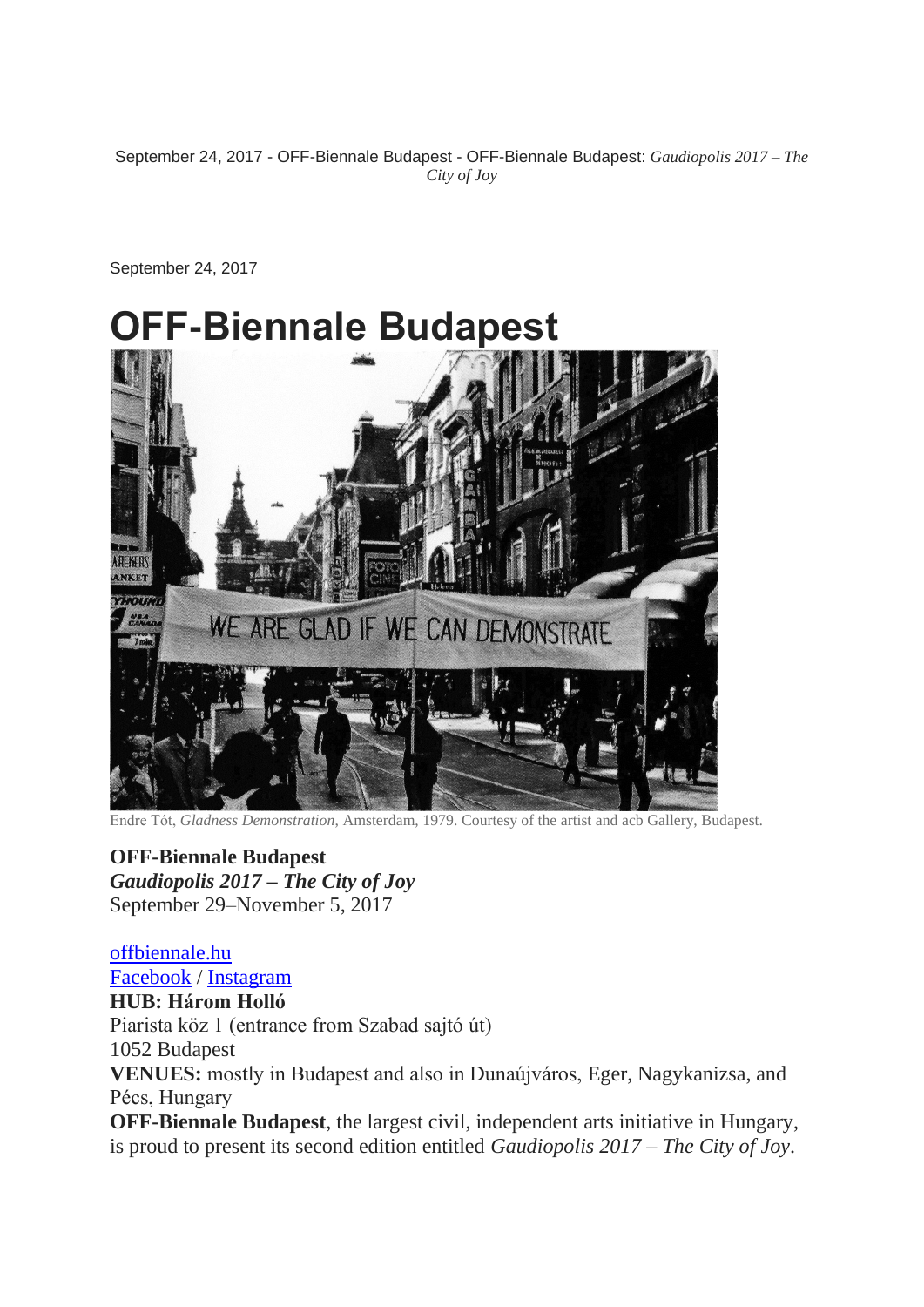September 24, 2017 - OFF-Biennale Budapest - OFF-Biennale Budapest: *Gaudiopolis 2017 – The City of Joy*

September 24, 2017

# OFF-Biennale Budapest

Endre Tót, *Gladness Demonstration*, Amsterdam, 1979. Courtesy of the artist and acb Gallery, Budapest.

**OFF-Biennale Budapest**
***Gaudiopolis 2017 – The City of Joy***
September 29–November 5, 2017

offbiennale.hu
Facebook / Instagram
**HUB: Három Holló**
Piarista köz 1 (entrance from Szabad sajtó út)
1052 Budapest
**VENUES:** mostly in Budapest and also in Dunaújváros, Eger, Nagykanizsa, and Pécs, Hungary
**OFF-Biennale Budapest**, the largest civil, independent arts initiative in Hungary, is proud to present its second edition entitled *Gaudiopolis 2017 – The City of Joy*.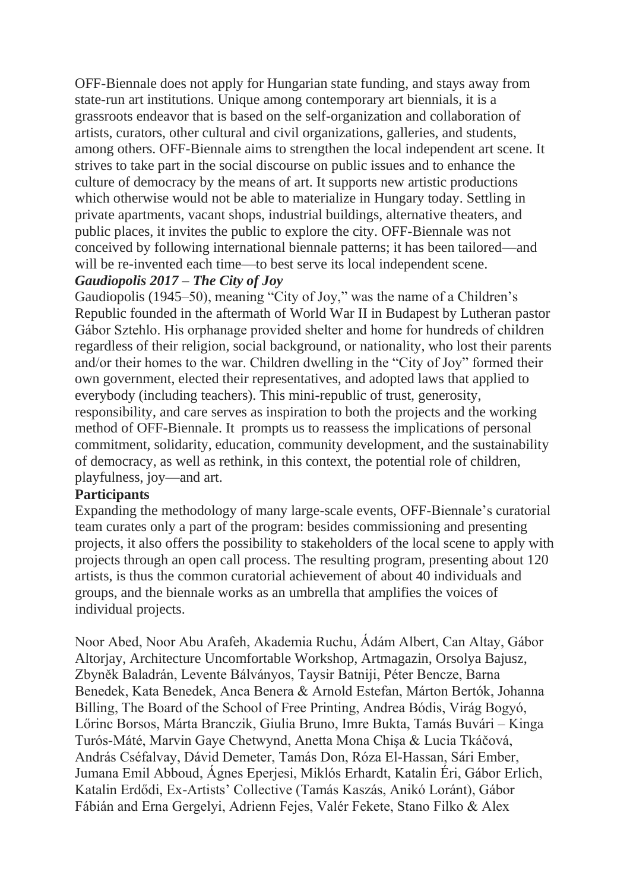OFF-Biennale does not apply for Hungarian state funding, and stays away from state-run art institutions. Unique among contemporary art biennials, it is a grassroots endeavor that is based on the self-organization and collaboration of artists, curators, other cultural and civil organizations, galleries, and students, among others. OFF-Biennale aims to strengthen the local independent art scene. It strives to take part in the social discourse on public issues and to enhance the culture of democracy by the means of art. It supports new artistic productions which otherwise would not be able to materialize in Hungary today. Settling in private apartments, vacant shops, industrial buildings, alternative theaters, and public places, it invites the public to explore the city. OFF-Biennale was not conceived by following international biennale patterns; it has been tailored—and will be re-invented each time—to best serve its local independent scene.

### *Gaudiopolis 2017 – The City of Joy*

Gaudiopolis (1945–50), meaning "City of Joy," was the name of a Children's Republic founded in the aftermath of World War II in Budapest by Lutheran pastor Gábor Sztehlo. His orphanage provided shelter and home for hundreds of children regardless of their religion, social background, or nationality, who lost their parents and/or their homes to the war. Children dwelling in the "City of Joy" formed their own government, elected their representatives, and adopted laws that applied to everybody (including teachers). This mini-republic of trust, generosity, responsibility, and care serves as inspiration to both the projects and the working method of OFF-Biennale. It prompts us to reassess the implications of personal commitment, solidarity, education, community development, and the sustainability of democracy, as well as rethink, in this context, the potential role of children, playfulness, joy—and art.

### Participants

Expanding the methodology of many large-scale events, OFF-Biennale's curatorial team curates only a part of the program: besides commissioning and presenting projects, it also offers the possibility to stakeholders of the local scene to apply with projects through an open call process. The resulting program, presenting about 120 artists, is thus the common curatorial achievement of about 40 individuals and groups, and the biennale works as an umbrella that amplifies the voices of individual projects.

Noor Abed, Noor Abu Arafeh, Akademia Ruchu, Ádám Albert, Can Altay, Gábor Altorjay, Architecture Uncomfortable Workshop, Artmagazin, Orsolya Bajusz, Zbyněk Baladrán, Levente Bálványos, Taysir Batniji, Péter Bencze, Barna Benedek, Kata Benedek, Anca Benera & Arnold Estefan, Márton Bertók, Johanna Billing, The Board of the School of Free Printing, Andrea Bódis, Virág Bogyó, Lőrinc Borsos, Márta Branczik, Giulia Bruno, Imre Bukta, Tamás Buvári – Kinga Turós-Máté, Marvin Gaye Chetwynd, Anetta Mona Chişa & Lucia Tkáčová, András Cséfalvay, Dávid Demeter, Tamás Don, Róza El-Hassan, Sári Ember, Jumana Emil Abboud, Ágnes Eperjesi, Miklós Erhardt, Katalin Éri, Gábor Erlich, Katalin Erdődi, Ex-Artists' Collective (Tamás Kaszás, Anikó Loránt), Gábor Fábián and Erna Gergelyi, Adrienn Fejes, Valér Fekete, Stano Filko & Alex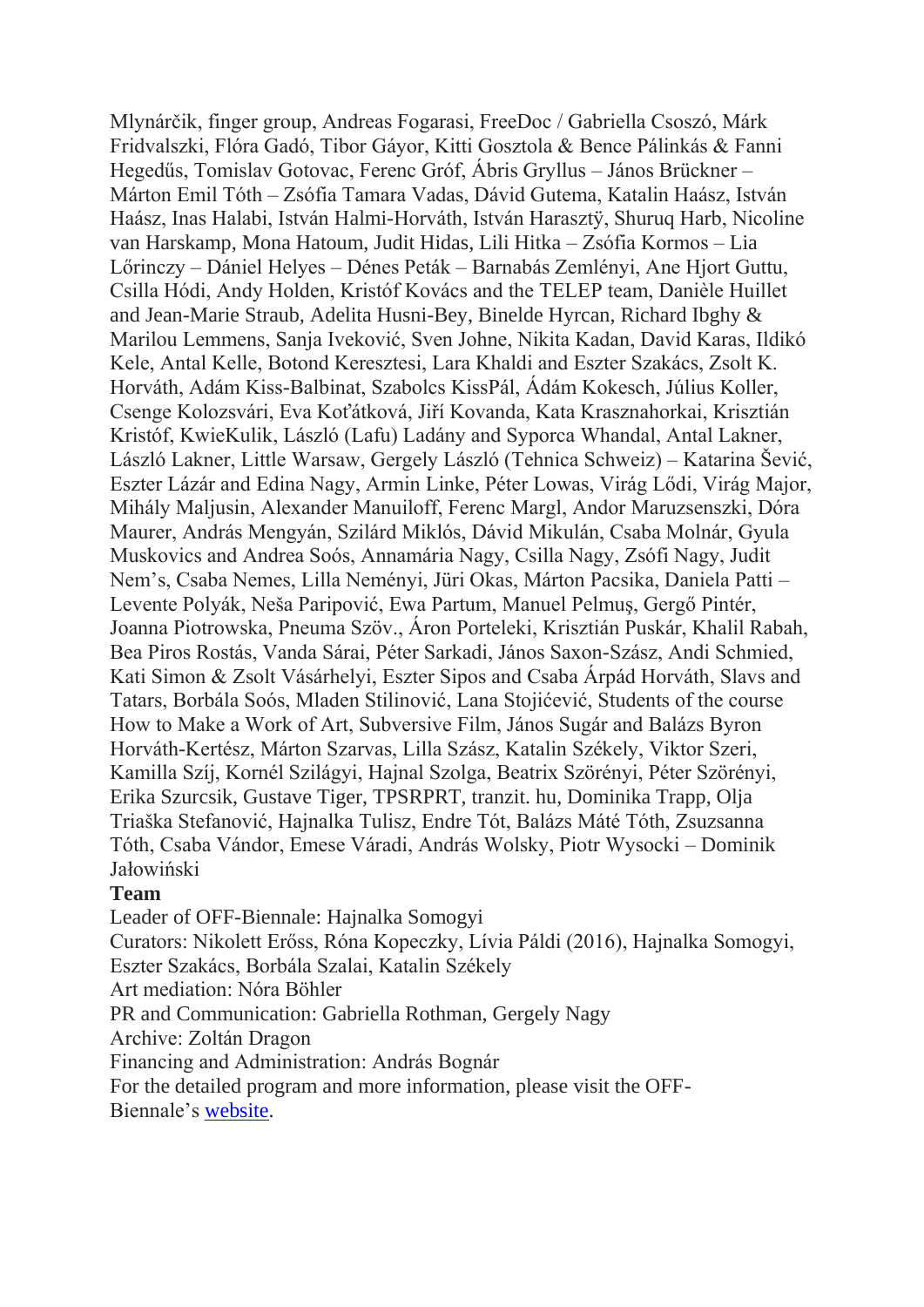Mlynárčik, finger group, Andreas Fogarasi, FreeDoc / Gabriella Csoszó, Márk Fridvalszki, Flóra Gadó, Tibor Gáyor, Kitti Gosztola & Bence Pálinkás & Fanni Hegedűs, Tomislav Gotovac, Ferenc Gróf, Ábris Gryllus – János Brückner – Márton Emil Tóth – Zsófia Tamara Vadas, Dávid Gutema, Katalin Haász, István Haász, Inas Halabi, István Halmi-Horváth, István Harasztÿ, Shuruq Harb, Nicoline van Harskamp, Mona Hatoum, Judit Hidas, Lili Hitka – Zsófia Kormos – Lia Lőrinczy – Dániel Helyes – Dénes Peták – Barnabás Zemlényi, Ane Hjort Guttu, Csilla Hódi, Andy Holden, Kristóf Kovács and the TELEP team, Danièle Huillet and Jean-Marie Straub, Adelita Husni-Bey, Binelde Hyrcan, Richard Ibghy & Marilou Lemmens, Sanja Iveković, Sven Johne, Nikita Kadan, David Karas, Ildikó Kele, Antal Kelle, Botond Keresztesi, Lara Khaldi and Eszter Szakács, Zsolt K. Horváth, Adám Kiss-Balbinat, Szabolcs KissPál, Ádám Kokesch, Július Koller, Csenge Kolozsvári, Eva Koťátková, Jiří Kovanda, Kata Krasznahorkai, Krisztián Kristóf, KwieKulik, László (Lafu) Ladány and Syporca Whandal, Antal Lakner, László Lakner, Little Warsaw, Gergely László (Tehnica Schweiz) – Katarina Šević, Eszter Lázár and Edina Nagy, Armin Linke, Péter Lowas, Virág Lődi, Virág Major, Mihály Maljusin, Alexander Manuiloff, Ferenc Margl, Andor Maruzsenszki, Dóra Maurer, András Mengyán, Szilárd Miklós, Dávid Mikulán, Csaba Molnár, Gyula Muskovics and Andrea Soós, Annamária Nagy, Csilla Nagy, Zsófi Nagy, Judit Nem's, Csaba Nemes, Lilla Neményi, Jüri Okas, Márton Pacsika, Daniela Patti – Levente Polyák, Neša Paripović, Ewa Partum, Manuel Pelmuş, Gergő Pintér, Joanna Piotrowska, Pneuma Szöv., Áron Porteleki, Krisztián Puskár, Khalil Rabah, Bea Piros Rostás, Vanda Sárai, Péter Sarkadi, János Saxon-Szász, Andi Schmied, Kati Simon & Zsolt Vásárhelyi, Eszter Sipos and Csaba Árpád Horváth, Slavs and Tatars, Borbála Soós, Mladen Stilinović, Lana Stojićević, Students of the course How to Make a Work of Art, Subversive Film, János Sugár and Balázs Byron Horváth-Kertész, Márton Szarvas, Lilla Szász, Katalin Székely, Viktor Szeri, Kamilla Szíj, Kornél Szilágyi, Hajnal Szolga, Beatrix Szörényi, Péter Szörényi, Erika Szurcsik, Gustave Tiger, TPSRPRT, tranzit. hu, Dominika Trapp, Olja Triaška Stefanović, Hajnalka Tulisz, Endre Tót, Balázs Máté Tóth, Zsuzsanna Tóth, Csaba Vándor, Emese Váradi, András Wolsky, Piotr Wysocki – Dominik Jałowiński

**Team**

Leader of OFF-Biennale: Hajnalka Somogyi
Curators: Nikolett Erőss, Róna Kopeczky, Lívia Páldi (2016), Hajnalka Somogyi, Eszter Szakács, Borbála Szalai, Katalin Székely
Art mediation: Nóra Böhler
PR and Communication: Gabriella Rothman, Gergely Nagy
Archive: Zoltán Dragon
Financing and Administration: András Bognár
For the detailed program and more information, please visit the OFF-Biennale's website.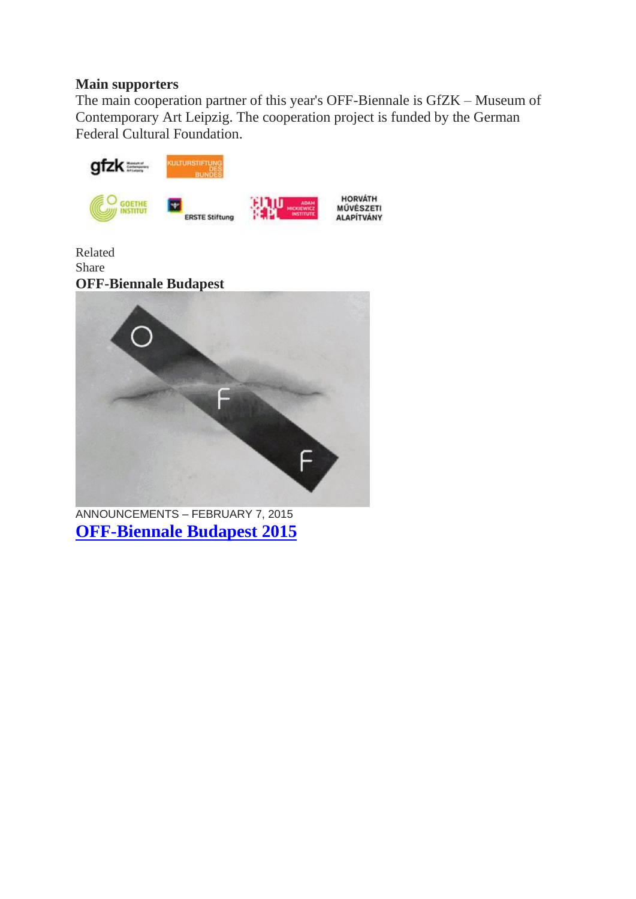**Main supporters**

The main cooperation partner of this year's OFF-Biennale is GfZK – Museum of Contemporary Art Leipzig. The cooperation project is funded by the German Federal Cultural Foundation.

Related

Share

**OFF-Biennale Budapest**

ANNOUNCEMENTS – FEBRUARY 7, 2015

## OFF-Biennale Budapest 2015